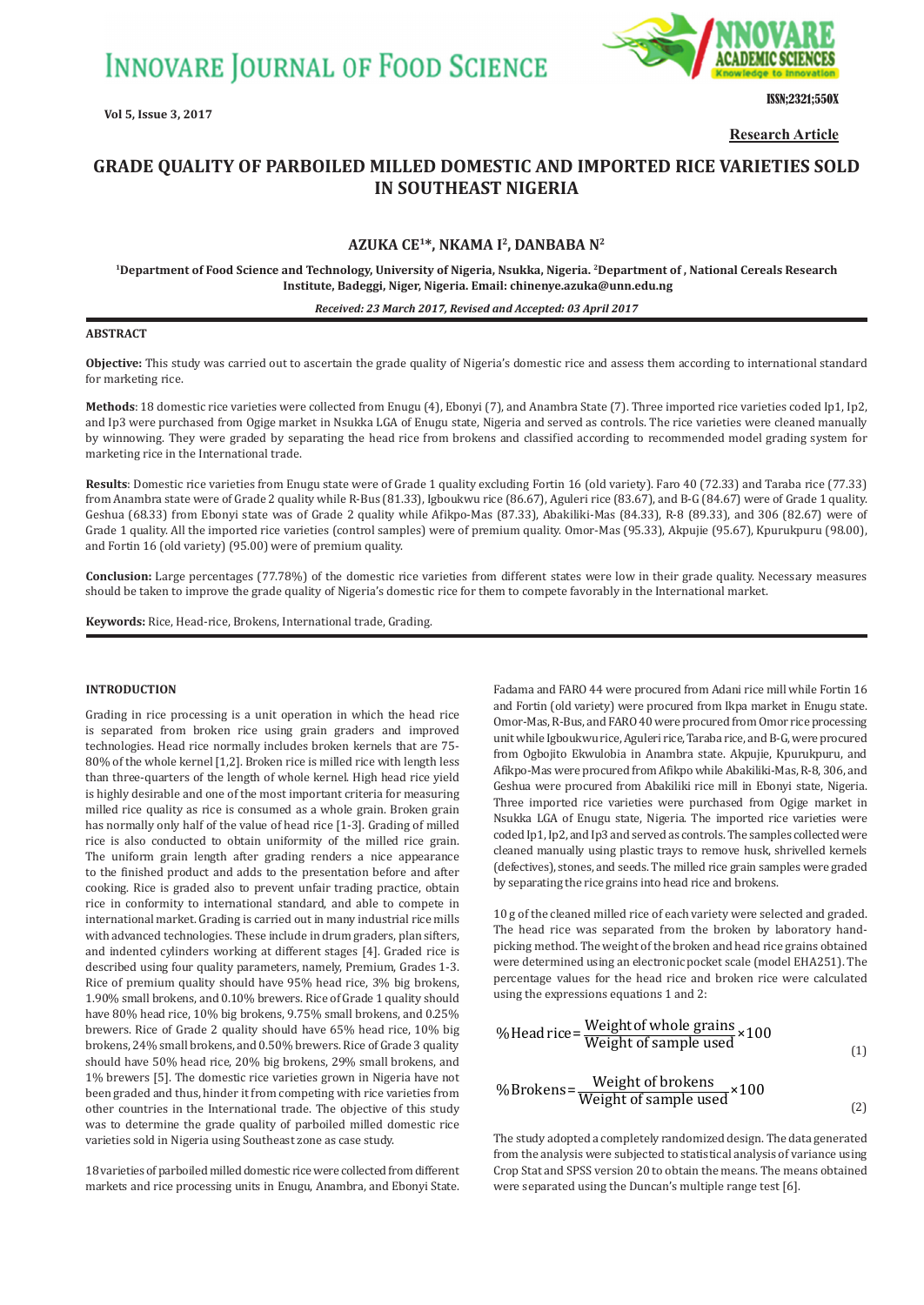Research Article

# GRADE QUALITY OF PARBOILED MILLED DOMESTIC AND IMPORTED RICE VARIETIES SOLD IN SOUTHEAST NIGERIA

**AZUKA CE[1]*, NKAMA I[2], DANBABA N[2]**

[1]Department of Food Science and Technology, University of Nigeria, Nsukka, Nigeria. [2]Department of , National Cereals Research Institute, Badeggi, Niger, Nigeria. Email: chinenye.azuka@unn.edu.ng

*Received: 23 March 2017, Revised and Accepted: 03 April 2017*

## ABSTRACT

**Objective:** This study was carried out to ascertain the grade quality of Nigeria's domestic rice and assess them according to international standard for marketing rice.

**Methods**: 18 domestic rice varieties were collected from Enugu (4), Ebonyi (7), and Anambra State (7). Three imported rice varieties coded Ip1, Ip2, and Ip3 were purchased from Ogige market in Nsukka LGA of Enugu state, Nigeria and served as controls. The rice varieties were cleaned manually by winnowing. They were graded by separating the head rice from brokens and classified according to recommended model grading system for marketing rice in the International trade.

**Results**: Domestic rice varieties from Enugu state were of Grade 1 quality excluding Fortin 16 (old variety). Faro 40 (72.33) and Taraba rice (77.33) from Anambra state were of Grade 2 quality while R-Bus (81.33), Igboukwu rice (86.67), Aguleri rice (83.67), and B-G (84.67) were of Grade 1 quality. Geshua (68.33) from Ebonyi state was of Grade 2 quality while Afikpo-Mas (87.33), Abakiliki-Mas (84.33), R-8 (89.33), and 306 (82.67) were of Grade 1 quality. All the imported rice varieties (control samples) were of premium quality. Omor-Mas (95.33), Akpujie (95.67), Kpurukpuru (98.00), and Fortin 16 (old variety) (95.00) were of premium quality.

**Conclusion:** Large percentages (77.78%) of the domestic rice varieties from different states were low in their grade quality. Necessary measures should be taken to improve the grade quality of Nigeria's domestic rice for them to compete favorably in the International market.

**Keywords:** Rice, Head-rice, Brokens, International trade, Grading.

## INTRODUCTION

Grading in rice processing is a unit operation in which the head rice is separated from broken rice using grain graders and improved technologies. Head rice normally includes broken kernels that are 75-80% of the whole kernel [1,2]. Broken rice is milled rice with length less than three-quarters of the length of whole kernel. High head rice yield is highly desirable and one of the most important criteria for measuring milled rice quality as rice is consumed as a whole grain. Broken grain has normally only half of the value of head rice [1-3]. Grading of milled rice is also conducted to obtain uniformity of the milled rice grain. The uniform grain length after grading renders a nice appearance to the finished product and adds to the presentation before and after cooking. Rice is graded also to prevent unfair trading practice, obtain rice in conformity to international standard, and able to compete in international market. Grading is carried out in many industrial rice mills with advanced technologies. These include in drum graders, plan sifters, and indented cylinders working at different stages [4]. Graded rice is described using four quality parameters, namely, Premium, Grades 1-3. Rice of premium quality should have 95% head rice, 3% big brokens, 1.90% small brokens, and 0.10% brewers. Rice of Grade 1 quality should have 80% head rice, 10% big brokens, 9.75% small brokens, and 0.25% brewers. Rice of Grade 2 quality should have 65% head rice, 10% big brokens, 24% small brokens, and 0.50% brewers. Rice of Grade 3 quality should have 50% head rice, 20% big brokens, 29% small brokens, and 1% brewers [5]. The domestic rice varieties grown in Nigeria have not been graded and thus, hinder it from competing with rice varieties from other countries in the International trade. The objective of this study was to determine the grade quality of parboiled milled domestic rice varieties sold in Nigeria using Southeast zone as case study.

18 varieties of parboiled milled domestic rice were collected from different markets and rice processing units in Enugu, Anambra, and Ebonyi State. Fadama and FARO 44 were procured from Adani rice mill while Fortin 16 and Fortin (old variety) were procured from Ikpa market in Enugu state. Omor-Mas, R-Bus, and FARO 40 were procured from Omor rice processing unit while Igboukwu rice, Aguleri rice, Taraba rice, and B-G, were procured from Ogbojito Ekwulobia in Anambra state. Akpujie, Kpurukpuru, and Afikpo-Mas were procured from Afikpo while Abakiliki-Mas, R-8, 306, and Geshua were procured from Abakiliki rice mill in Ebonyi state, Nigeria. Three imported rice varieties were purchased from Ogige market in Nsukka LGA of Enugu state, Nigeria. The imported rice varieties were coded Ip1, Ip2, and Ip3 and served as controls. The samples collected were cleaned manually using plastic trays to remove husk, shrivelled kernels (defectives), stones, and seeds. The milled rice grain samples were graded by separating the rice grains into head rice and brokens.

10 g of the cleaned milled rice of each variety were selected and graded. The head rice was separated from the broken by laboratory hand-picking method. The weight of the broken and head rice grains obtained were determined using an electronic pocket scale (model EHA251). The percentage values for the head rice and broken rice were calculated using the expressions equations 1 and 2:

$$\%\text{Head rice} = \frac{\text{Weight of whole grains}}{\text{Weight of sample used}} \times 100 \quad (1)$$

$$\%\text{Brokens} = \frac{\text{Weight of brokens}}{\text{Weight of sample used}} \times 100 \quad (2)$$

The study adopted a completely randomized design. The data generated from the analysis were subjected to statistical analysis of variance using Crop Stat and SPSS version 20 to obtain the means. The means obtained were separated using the Duncan's multiple range test [6].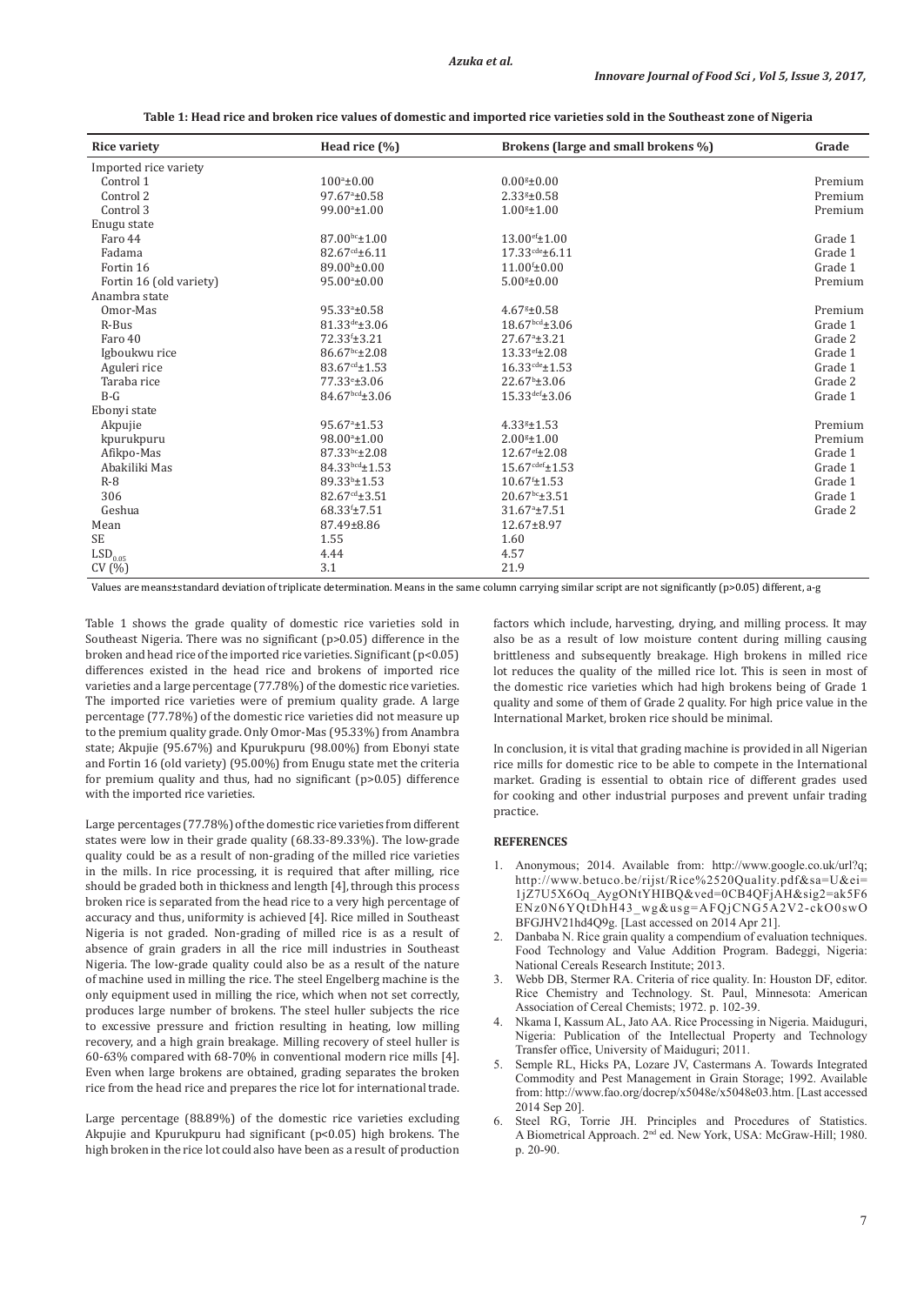**Table 1: Head rice and broken rice values of domestic and imported rice varieties sold in the Southeast zone of Nigeria**

| Rice variety | Head rice (%) | Brokens (large and small brokens %) | Grade |
|---|---|---|---|
| Imported rice variety | | | |
| Control 1 | 100$^{a}$±0.00 | 0.00$^{g}$±0.00 | Premium |
| Control 2 | 97.67$^{a}$±0.58 | 2.33$^{g}$±0.58 | Premium |
| Control 3 | 99.00$^{a}$±1.00 | 1.00$^{g}$±1.00 | Premium |
| Enugu state | | | |
| Faro 44 | 87.00$^{bc}$±1.00 | 13.00$^{ef}$±1.00 | Grade 1 |
| Fadama | 82.67$^{cd}$±6.11 | 17.33$^{cde}$±6.11 | Grade 1 |
| Fortin 16 | 89.00$^{b}$±0.00 | 11.00$^{f}$±0.00 | Grade 1 |
| Fortin 16 (old variety) | 95.00$^{a}$±0.00 | 5.00$^{g}$±0.00 | Premium |
| Anambra state | | | |
| Omor-Mas | 95.33$^{a}$±0.58 | 4.67$^{g}$±0.58 | Premium |
| R-Bus | 81.33$^{de}$±3.06 | 18.67$^{bcd}$±3.06 | Grade 1 |
| Faro 40 | 72.33$^{f}$±3.21 | 27.67$^{a}$±3.21 | Grade 2 |
| Igboukwu rice | 86.67$^{bc}$±2.08 | 13.33$^{ef}$±2.08 | Grade 1 |
| Aguleri rice | 83.67$^{cd}$±1.53 | 16.33$^{cde}$±1.53 | Grade 1 |
| Taraba rice | 77.33$^{e}$±3.06 | 22.67$^{b}$±3.06 | Grade 2 |
| B-G | 84.67$^{bcd}$±3.06 | 15.33$^{def}$±3.06 | Grade 1 |
| Ebonyi state | | | |
| Akpujie | 95.67$^{a}$±1.53 | 4.33$^{g}$±1.53 | Premium |
| kpurukpuru | 98.00$^{a}$±1.00 | 2.00$^{g}$±1.00 | Premium |
| Afikpo-Mas | 87.33$^{bc}$±2.08 | 12.67$^{ef}$±2.08 | Grade 1 |
| Abakiliki Mas | 84.33$^{bcd}$±1.53 | 15.67$^{cdef}$±1.53 | Grade 1 |
| R-8 | 89.33$^{b}$±1.53 | 10.67$^{f}$±1.53 | Grade 1 |
| 306 | 82.67$^{cd}$±3.51 | 20.67$^{bc}$±3.51 | Grade 1 |
| Geshua | 68.33$^{f}$±7.51 | 31.67$^{a}$±7.51 | Grade 2 |
| Mean | 87.49±8.86 | 12.67±8.97 | |
| SE | 1.55 | 1.60 | |
| $LSD_{0.05}$ | 4.44 | 4.57 | |
| CV (%) | 3.1 | 21.9 | |

Values are means±standard deviation of triplicate determination. Means in the same column carrying similar script are not significantly (p>0.05) different, a-g

Table 1 shows the grade quality of domestic rice varieties sold in Southeast Nigeria. There was no significant ($p>0.05$) difference in the broken and head rice of the imported rice varieties. Significant ($p<0.05$) differences existed in the head rice and brokens of imported rice varieties and a large percentage (77.78%) of the domestic rice varieties. The imported rice varieties were of premium quality grade. A large percentage (77.78%) of the domestic rice varieties did not measure up to the premium quality grade. Only Omor-Mas (95.33%) from Anambra state; Akpujie (95.67%) and Kpurukpuru (98.00%) from Ebonyi state and Fortin 16 (old variety) (95.00%) from Enugu state met the criteria for premium quality and thus, had no significant ($p>0.05$) difference with the imported rice varieties.

Large percentages (77.78%) of the domestic rice varieties from different states were low in their grade quality (68.33-89.33%). The low-grade quality could be as a result of non-grading of the milled rice varieties in the mills. In rice processing, it is required that after milling, rice should be graded both in thickness and length [4], through this process broken rice is separated from the head rice to a very high percentage of accuracy and thus, uniformity is achieved [4]. Rice milled in Southeast Nigeria is not graded. Non-grading of milled rice is as a result of absence of grain graders in all the rice mill industries in Southeast Nigeria. The low-grade quality could also be as a result of the nature of machine used in milling the rice. The steel Engelberg machine is the only equipment used in milling the rice, which when not set correctly, produces large number of brokens. The steel huller subjects the rice to excessive pressure and friction resulting in heating, low milling recovery, and a high grain breakage. Milling recovery of steel huller is 60-63% compared with 68-70% in conventional modern rice mills [4]. Even when large brokens are obtained, grading separates the broken rice from the head rice and prepares the rice lot for international trade.

Large percentage (88.89%) of the domestic rice varieties excluding Akpujie and Kpurukpuru had significant ($p<0.05$) high brokens. The high broken in the rice lot could also have been as a result of production factors which include, harvesting, drying, and milling process. It may also be as a result of low moisture content during milling causing brittleness and subsequently breakage. High brokens in milled rice lot reduces the quality of the milled rice lot. This is seen in most of the domestic rice varieties which had high brokens being of Grade 1 quality and some of them of Grade 2 quality. For high price value in the International Market, broken rice should be minimal.

In conclusion, it is vital that grading machine is provided in all Nigerian rice mills for domestic rice to be able to compete in the International market. Grading is essential to obtain rice of different grades used for cooking and other industrial purposes and prevent unfair trading practice.

## REFERENCES

1. Anonymous; 2014. Available from: http://www.google.co.uk/url?q; http://www.betuco.be/rijst/Rice%2520Quality.pdf&sa=U&ei=1jZ7U5X6Oq_AygONtYHIBQ&ved=0CB4QFjAH&sig2=ak5F6ENz0N6YQtDhH43_wg&usg=AFQjCNG5A2V2-ckO0swOBFGJHV21hd4Q9g. [Last accessed on 2014 Apr 21].
2. Danbaba N. Rice grain quality a compendium of evaluation techniques. Food Technology and Value Addition Program. Badeggi, Nigeria: National Cereals Research Institute; 2013.
3. Webb DB, Stermer RA. Criteria of rice quality. In: Houston DF, editor. Rice Chemistry and Technology. St. Paul, Minnesota: American Association of Cereal Chemists; 1972. p. 102-39.
4. Nkama I, Kassum AL, Jato AA. Rice Processing in Nigeria. Maiduguri, Nigeria: Publication of the Intellectual Property and Technology Transfer office, University of Maiduguri; 2011.
5. Semple RL, Hicks PA, Lozare JV, Castermans A. Towards Integrated Commodity and Pest Management in Grain Storage; 1992. Available from: http://www.fao.org/docrep/x5048e/x5048e03.htm. [Last accessed 2014 Sep 20].
6. Steel RG, Torrie JH. Principles and Procedures of Statistics. A Biometrical Approach. 2nd ed. New York, USA: McGraw-Hill; 1980. p. 20-90.